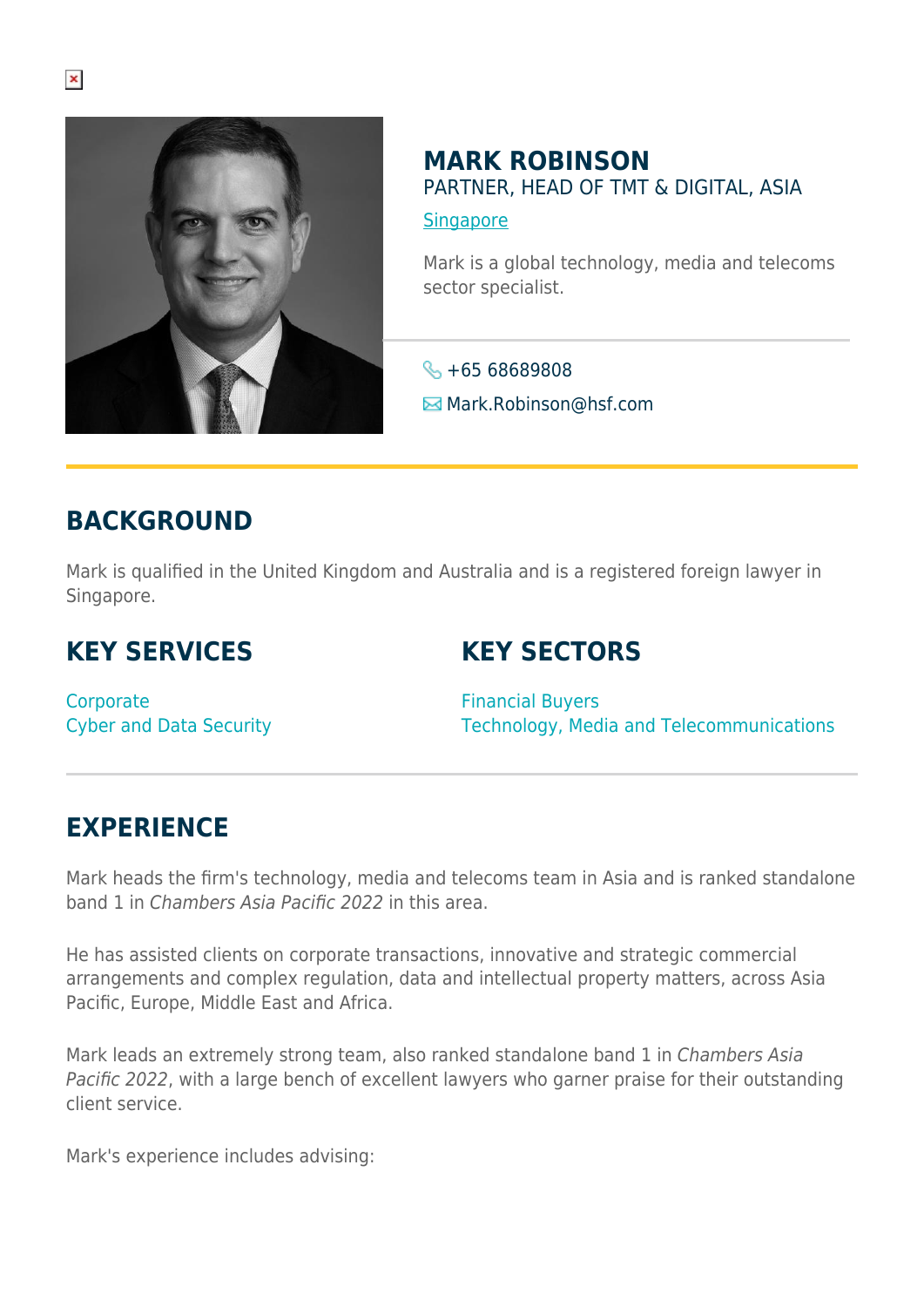# MARK ROBINSON

PARTNER, HEAD OF TMT & DIGITAL, ASIA

Singapore

Mark is a global technology, media and telecoms sector specialist.

+65 68689808

Mark.Robinson@hsf.com

## BACKGROUND

Mark is qualified in the United Kingdom and Australia and is a registered foreign lawyer in Singapore.

## KEY SERVICES

Corporate
Cyber and Data Security

## KEY SECTORS

Financial Buyers
Technology, Media and Telecommunications

## EXPERIENCE

Mark heads the firm's technology, media and telecoms team in Asia and is ranked standalone band 1 in *Chambers Asia Pacific 2022* in this area.

He has assisted clients on corporate transactions, innovative and strategic commercial arrangements and complex regulation, data and intellectual property matters, across Asia Pacific, Europe, Middle East and Africa.

Mark leads an extremely strong team, also ranked standalone band 1 in *Chambers Asia Pacific 2022*, with a large bench of excellent lawyers who garner praise for their outstanding client service.

Mark's experience includes advising: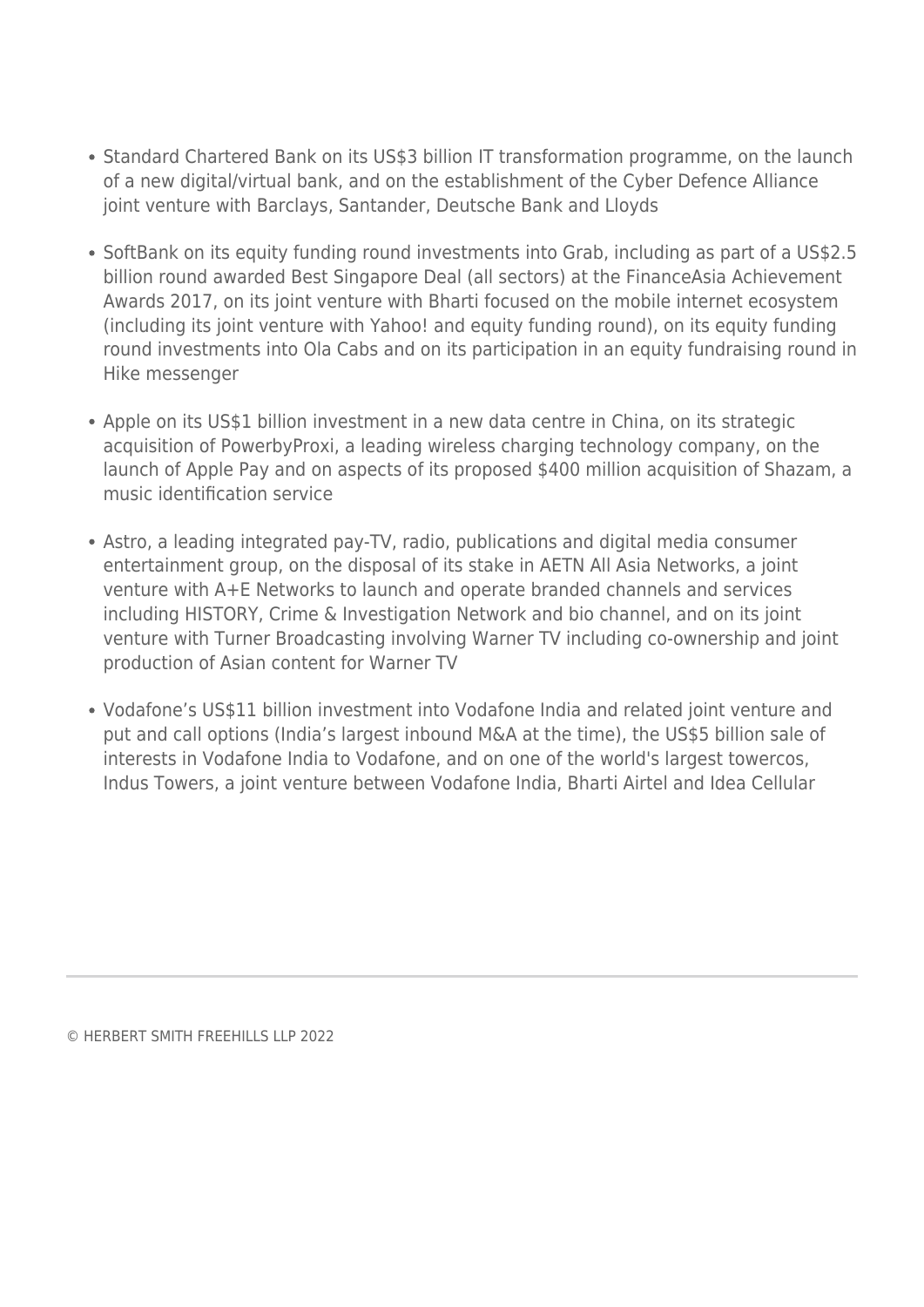- Standard Chartered Bank on its US$3 billion IT transformation programme, on the launch of a new digital/virtual bank, and on the establishment of the Cyber Defence Alliance joint venture with Barclays, Santander, Deutsche Bank and Lloyds
- SoftBank on its equity funding round investments into Grab, including as part of a US$2.5 billion round awarded Best Singapore Deal (all sectors) at the FinanceAsia Achievement Awards 2017, on its joint venture with Bharti focused on the mobile internet ecosystem (including its joint venture with Yahoo! and equity funding round), on its equity funding round investments into Ola Cabs and on its participation in an equity fundraising round in Hike messenger
- Apple on its US$1 billion investment in a new data centre in China, on its strategic acquisition of PowerbyProxi, a leading wireless charging technology company, on the launch of Apple Pay and on aspects of its proposed $400 million acquisition of Shazam, a music identification service
- Astro, a leading integrated pay-TV, radio, publications and digital media consumer entertainment group, on the disposal of its stake in AETN All Asia Networks, a joint venture with A+E Networks to launch and operate branded channels and services including HISTORY, Crime & Investigation Network and bio channel, and on its joint venture with Turner Broadcasting involving Warner TV including co-ownership and joint production of Asian content for Warner TV
- Vodafone's US$11 billion investment into Vodafone India and related joint venture and put and call options (India's largest inbound M&A at the time), the US$5 billion sale of interests in Vodafone India to Vodafone, and on one of the world's largest towercos, Indus Towers, a joint venture between Vodafone India, Bharti Airtel and Idea Cellular

© HERBERT SMITH FREEHILLS LLP 2022